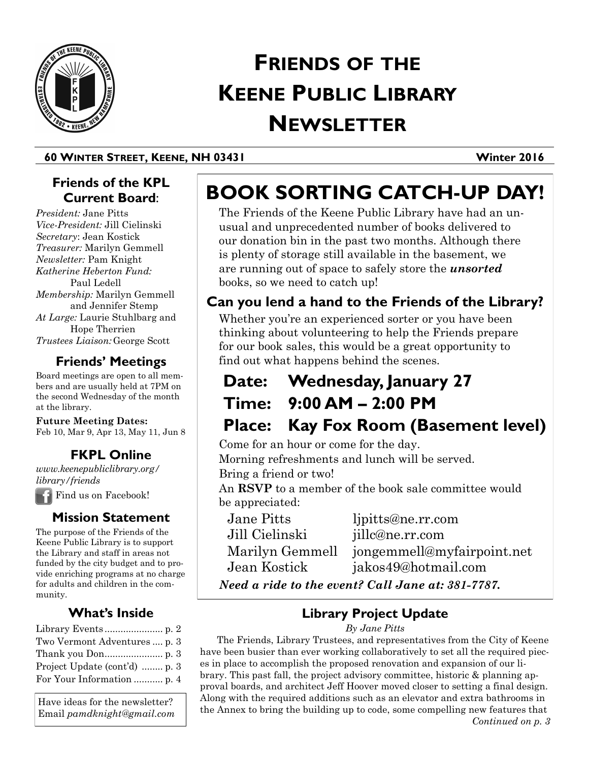# Friends of the Keene Public Library Newsletter

**60 Winter Street, Keene, NH 03431** **Winter 2016**

## Friends of the KPL Current Board:

*President:* Jane Pitts
*Vice-President:* Jill Cielinski
*Secretary*: Jean Kostick
*Treasurer:* Marilyn Gemmell
*Newsletter:* Pam Knight
*Katherine Heberton Fund:* Paul Ledell
*Membership:* Marilyn Gemmell and Jennifer Stemp
*At Large:* Laurie Stuhlbarg and Hope Therrien
*Trustees Liaison:* George Scott

## Friends' Meetings

Board meetings are open to all members and are usually held at 7PM on the second Wednesday of the month at the library.

**Future Meeting Dates:**
Feb 10, Mar 9, Apr 13, May 11, Jun 8

## FKPL Online

*www.keenepubliclibrary.org/library/friends*

Find us on Facebook!

## Mission Statement

The purpose of the Friends of the Keene Public Library is to support the Library and staff in areas not funded by the city budget and to provide enriching programs at no charge for adults and children in the community.

## What's Inside

- Library Events ...................... p. 2
- Two Vermont Adventures .... p. 3
- Thank you Don...................... p. 3
- Project Update (cont'd) ........ p. 3
- For Your Information ........... p. 4

Have ideas for the newsletter? Email *pamdknight@gmail.com*

# BOOK SORTING CATCH-UP DAY!

The Friends of the Keene Public Library have had an unusual and unprecedented number of books delivered to our donation bin in the past two months. Although there is plenty of storage still available in the basement, we are running out of space to safely store the ***unsorted*** books, so we need to catch up!

### Can you lend a hand to the Friends of the Library?

Whether you're an experienced sorter or you have been thinking about volunteering to help the Friends prepare for our book sales, this would be a great opportunity to find out what happens behind the scenes.

## Date: Wednesday, January 27

## Time: 9:00 AM – 2:00 PM

## Place: Kay Fox Room (Basement level)

Come for an hour or come for the day.
Morning refreshments and lunch will be served.
Bring a friend or two!
An **RSVP** to a member of the book sale committee would be appreciated:

| | |
|---|---|
| Jane Pitts | ljpitts@ne.rr.com |
| Jill Cielinski | jillc@ne.rr.com |
| Marilyn Gemmell | jongemmell@myfairpoint.net |
| Jean Kostick | jakos49@hotmail.com |

***Need a ride to the event? Call Jane at: 381-7787.***

## Library Project Update

*By Jane Pitts*

The Friends, Library Trustees, and representatives from the City of Keene have been busier than ever working collaboratively to set all the required pieces in place to accomplish the proposed renovation and expansion of our library. This past fall, the project advisory committee, historic & planning approval boards, and architect Jeff Hoover moved closer to setting a final design. Along with the required additions such as an elevator and extra bathrooms in the Annex to bring the building up to code, some compelling new features that

*Continued on p. 3*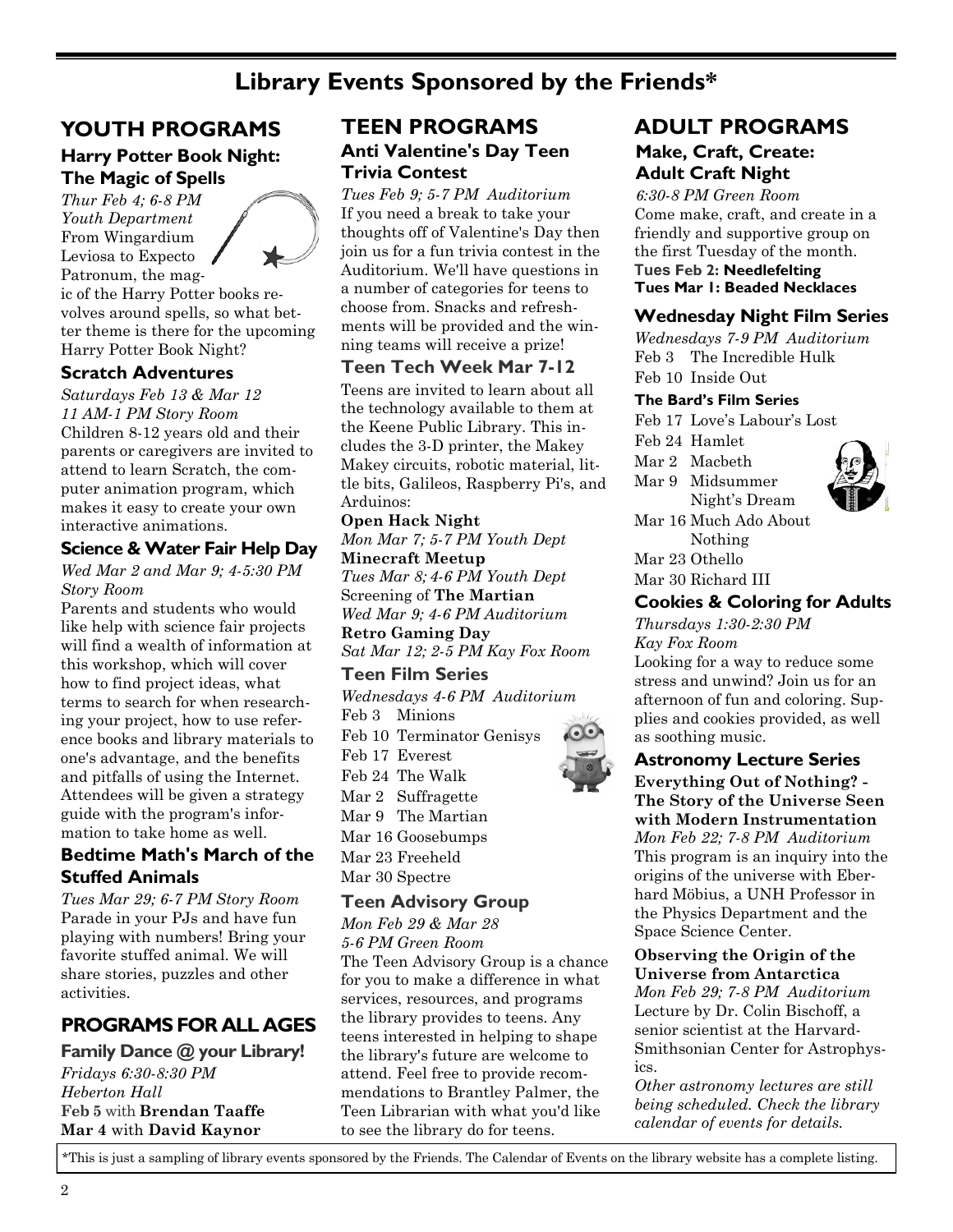# Library Events Sponsored by the Friends*

## YOUTH PROGRAMS

### Harry Potter Book Night: The Magic of Spells

*Thur Feb 4; 6-8 PM*
*Youth Department*
From Wingardium Leviosa to Expecto Patronum, the magic of the Harry Potter books revolves around spells, so what better theme is there for the upcoming Harry Potter Book Night?

### Scratch Adventures

*Saturdays Feb 13 & Mar 12*
*11 AM-1 PM Story Room*
Children 8-12 years old and their parents or caregivers are invited to attend to learn Scratch, the computer animation program, which makes it easy to create your own interactive animations.

### Science & Water Fair Help Day

*Wed Mar 2 and Mar 9; 4-5:30 PM*
*Story Room*
Parents and students who would like help with science fair projects will find a wealth of information at this workshop, which will cover how to find project ideas, what terms to search for when researching your project, how to use reference books and library materials to one's advantage, and the benefits and pitfalls of using the Internet. Attendees will be given a strategy guide with the program's information to take home as well.

### Bedtime Math's March of the Stuffed Animals

*Tues Mar 29; 6-7 PM Story Room*
Parade in your PJs and have fun playing with numbers! Bring your favorite stuffed animal. We will share stories, puzzles and other activities.

## PROGRAMS FOR ALL AGES

### Family Dance @ your Library!

*Fridays 6:30-8:30 PM*
*Heberton Hall*
**Feb 5** with **Brendan Taaffe**
**Mar 4** with **David Kaynor**

## TEEN PROGRAMS

### Anti Valentine's Day Teen Trivia Contest

*Tues Feb 9; 5-7 PM Auditorium*
If you need a break to take your thoughts off of Valentine's Day then join us for a fun trivia contest in the Auditorium. We'll have questions in a number of categories for teens to choose from. Snacks and refreshments will be provided and the winning teams will receive a prize!

### Teen Tech Week Mar 7-12

Teens are invited to learn about all the technology available to them at the Keene Public Library. This includes the 3-D printer, the Makey Makey circuits, robotic material, little bits, Galileos, Raspberry Pi's, and Arduinos:

**Open Hack Night**
*Mon Mar 7; 5-7 PM Youth Dept*
**Minecraft Meetup**
*Tues Mar 8; 4-6 PM Youth Dept*
Screening of **The Martian**
*Wed Mar 9; 4-6 PM Auditorium*
**Retro Gaming Day**
*Sat Mar 12; 2-5 PM Kay Fox Room*

### Teen Film Series

*Wednesdays 4-6 PM Auditorium*
Feb 3 Minions
Feb 10 Terminator Genisys
Feb 17 Everest
Feb 24 The Walk
Mar 2 Suffragette
Mar 9 The Martian
Mar 16 Goosebumps
Mar 23 Freeheld
Mar 30 Spectre

### Teen Advisory Group

*Mon Feb 29 & Mar 28*
*5-6 PM Green Room*
The Teen Advisory Group is a chance for you to make a difference in what services, resources, and programs the library provides to teens. Any teens interested in helping to shape the library's future are welcome to attend. Feel free to provide recommendations to Brantley Palmer, the Teen Librarian with what you'd like to see the library do for teens.

## ADULT PROGRAMS

### Make, Craft, Create: Adult Craft Night

*6:30-8 PM Green Room*
Come make, craft, and create in a friendly and supportive group on the first Tuesday of the month.
**Tues Feb 2: Needlefelting**
**Tues Mar 1: Beaded Necklaces**

### Wednesday Night Film Series

*Wednesdays 7-9 PM Auditorium*
Feb 3 The Incredible Hulk
Feb 10 Inside Out

**The Bard's Film Series**
Feb 17 Love's Labour's Lost
Feb 24 Hamlet
Mar 2 Macbeth
Mar 9 Midsummer Night's Dream
Mar 16 Much Ado About Nothing
Mar 23 Othello
Mar 30 Richard III

### Cookies & Coloring for Adults

*Thursdays 1:30-2:30 PM*
*Kay Fox Room*
Looking for a way to reduce some stress and unwind? Join us for an afternoon of fun and coloring. Supplies and cookies provided, as well as soothing music.

### Astronomy Lecture Series

**Everything Out of Nothing? - The Story of the Universe Seen with Modern Instrumentation**
*Mon Feb 22; 7-8 PM Auditorium*
This program is an inquiry into the origins of the universe with Eberhard Möbius, a UNH Professor in the Physics Department and the Space Science Center.

**Observing the Origin of the Universe from Antarctica**
*Mon Feb 29; 7-8 PM Auditorium*
Lecture by Dr. Colin Bischoff, a senior scientist at the Harvard-Smithsonian Center for Astrophysics.

*Other astronomy lectures are still being scheduled. Check the library calendar of events for details.*

*This is just a sampling of library events sponsored by the Friends. The Calendar of Events on the library website has a complete listing.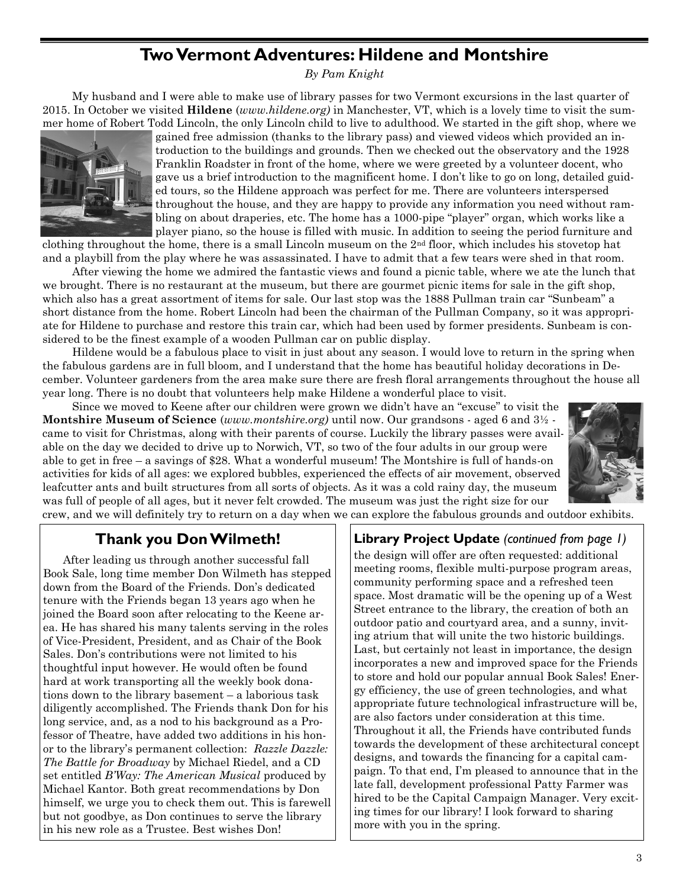## Two Vermont Adventures: Hildene and Montshire

*By Pam Knight*

My husband and I were able to make use of library passes for two Vermont excursions in the last quarter of 2015. In October we visited **Hildene** (*www.hildene.org)* in Manchester, VT, which is a lovely time to visit the summer home of Robert Todd Lincoln, the only Lincoln child to live to adulthood. We started in the gift shop, where we gained free admission (thanks to the library pass) and viewed videos which provided an introduction to the buildings and grounds. Then we checked out the observatory and the 1928 Franklin Roadster in front of the home, where we were greeted by a volunteer docent, who gave us a brief introduction to the magnificent home. I don't like to go on long, detailed guided tours, so the Hildene approach was perfect for me. There are volunteers interspersed throughout the house, and they are happy to provide any information you need without rambling on about draperies, etc. The home has a 1000-pipe "player" organ, which works like a player piano, so the house is filled with music. In addition to seeing the period furniture and clothing throughout the home, there is a small Lincoln museum on the 2nd floor, which includes his stovetop hat and a playbill from the play where he was assassinated. I have to admit that a few tears were shed in that room.

After viewing the home we admired the fantastic views and found a picnic table, where we ate the lunch that we brought. There is no restaurant at the museum, but there are gourmet picnic items for sale in the gift shop, which also has a great assortment of items for sale. Our last stop was the 1888 Pullman train car "Sunbeam" a short distance from the home. Robert Lincoln had been the chairman of the Pullman Company, so it was appropriate for Hildene to purchase and restore this train car, which had been used by former presidents. Sunbeam is considered to be the finest example of a wooden Pullman car on public display.

Hildene would be a fabulous place to visit in just about any season. I would love to return in the spring when the fabulous gardens are in full bloom, and I understand that the home has beautiful holiday decorations in December. Volunteer gardeners from the area make sure there are fresh floral arrangements throughout the house all year long. There is no doubt that volunteers help make Hildene a wonderful place to visit.

Since we moved to Keene after our children were grown we didn't have an "excuse" to visit the **Montshire Museum of Science** (*www.montshire.org)* until now. Our grandsons - aged 6 and 3½ - came to visit for Christmas, along with their parents of course. Luckily the library passes were available on the day we decided to drive up to Norwich, VT, so two of the four adults in our group were able to get in free – a savings of $28. What a wonderful museum! The Montshire is full of hands-on activities for kids of all ages: we explored bubbles, experienced the effects of air movement, observed leafcutter ants and built structures from all sorts of objects. As it was a cold rainy day, the museum was full of people of all ages, but it never felt crowded. The museum was just the right size for our crew, and we will definitely try to return on a day when we can explore the fabulous grounds and outdoor exhibits.

## Thank you Don Wilmeth!

After leading us through another successful fall Book Sale, long time member Don Wilmeth has stepped down from the Board of the Friends. Don's dedicated tenure with the Friends began 13 years ago when he joined the Board soon after relocating to the Keene area. He has shared his many talents serving in the roles of Vice-President, President, and as Chair of the Book Sales. Don's contributions were not limited to his thoughtful input however. He would often be found hard at work transporting all the weekly book donations down to the library basement – a laborious task diligently accomplished. The Friends thank Don for his long service, and, as a nod to his background as a Professor of Theatre, have added two additions in his honor to the library's permanent collection: *Razzle Dazzle: The Battle for Broadway* by Michael Riedel, and a CD set entitled *B'Way: The American Musical* produced by Michael Kantor. Both great recommendations by Don himself, we urge you to check them out. This is farewell but not goodbye, as Don continues to serve the library in his new role as a Trustee. Best wishes Don!

**Library Project Update** *(continued from page 1)*

the design will offer are often requested: additional meeting rooms, flexible multi-purpose program areas, community performing space and a refreshed teen space. Most dramatic will be the opening up of a West Street entrance to the library, the creation of both an outdoor patio and courtyard area, and a sunny, inviting atrium that will unite the two historic buildings. Last, but certainly not least in importance, the design incorporates a new and improved space for the Friends to store and hold our popular annual Book Sales! Energy efficiency, the use of green technologies, and what appropriate future technological infrastructure will be, are also factors under consideration at this time. Throughout it all, the Friends have contributed funds towards the development of these architectural concept designs, and towards the financing for a capital campaign. To that end, I'm pleased to announce that in the late fall, development professional Patty Farmer was hired to be the Capital Campaign Manager. Very exciting times for our library! I look forward to sharing more with you in the spring.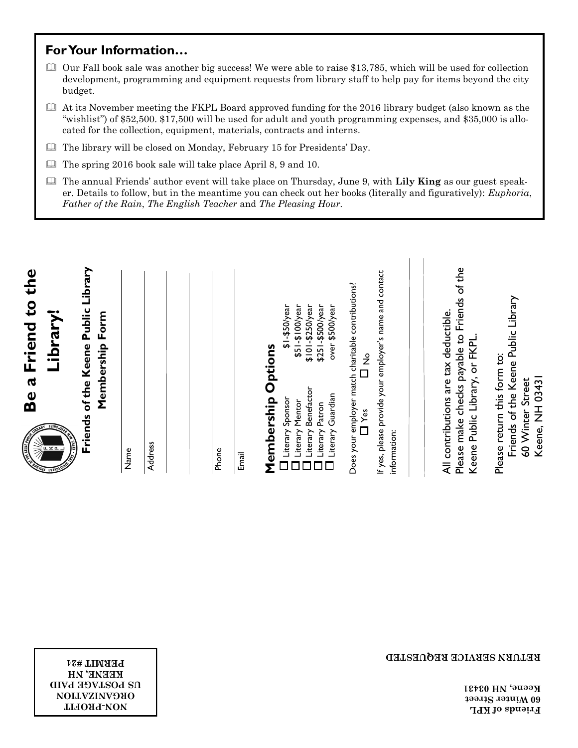## For Your Information…

- Our Fall book sale was another big success! We were able to raise $13,785, which will be used for collection development, programming and equipment requests from library staff to help pay for items beyond the city budget.
- At its November meeting the FKPL Board approved funding for the 2016 library budget (also known as the "wishlist") of $52,500. $17,500 will be used for adult and youth programming expenses, and $35,000 is allocated for the collection, equipment, materials, contracts and interns.
- The library will be closed on Monday, February 15 for Presidents' Day.
- The spring 2016 book sale will take place April 8, 9 and 10.
- The annual Friends' author event will take place on Thursday, June 9, with **Lily King** as our guest speaker. Details to follow, but in the meantime you can check out her books (literally and figuratively): *Euphoria*, *Father of the Rain*, *The English Teacher* and *The Pleasing Hour*.

# Be a Friend to the Library!

**Friends of the Keene Public Library Membership Form**

Name

Address

Phone

Email

## Membership Options

- ☐ Literary Sponsor $1-$50/year
- ☐ Literary Mentor $51-$100/year
- ☐ Literary Benefactor $101-$250/year
- ☐ Literary Patron $251-$500/year
- ☐ Literary Guardian over $500/year

Does your employer match charitable contributions?
☐ Yes ☐ No

If yes, please provide your employer's name and contact information:

All contributions are tax deductible.
Please make checks payable to Friends of the Keene Public Library, or FKPL.

Please return this form to:
Friends of the Keene Public Library
60 Winter Street
Keene, NH 03431

NON-PROFIT
ORGANIZATION
US POSTAGE PAID
KEENE, NH
PERMIT #24

Friends of KPL
60 Winter Street
Keene, NH 03431

RETURN SERVICE REQUESTED